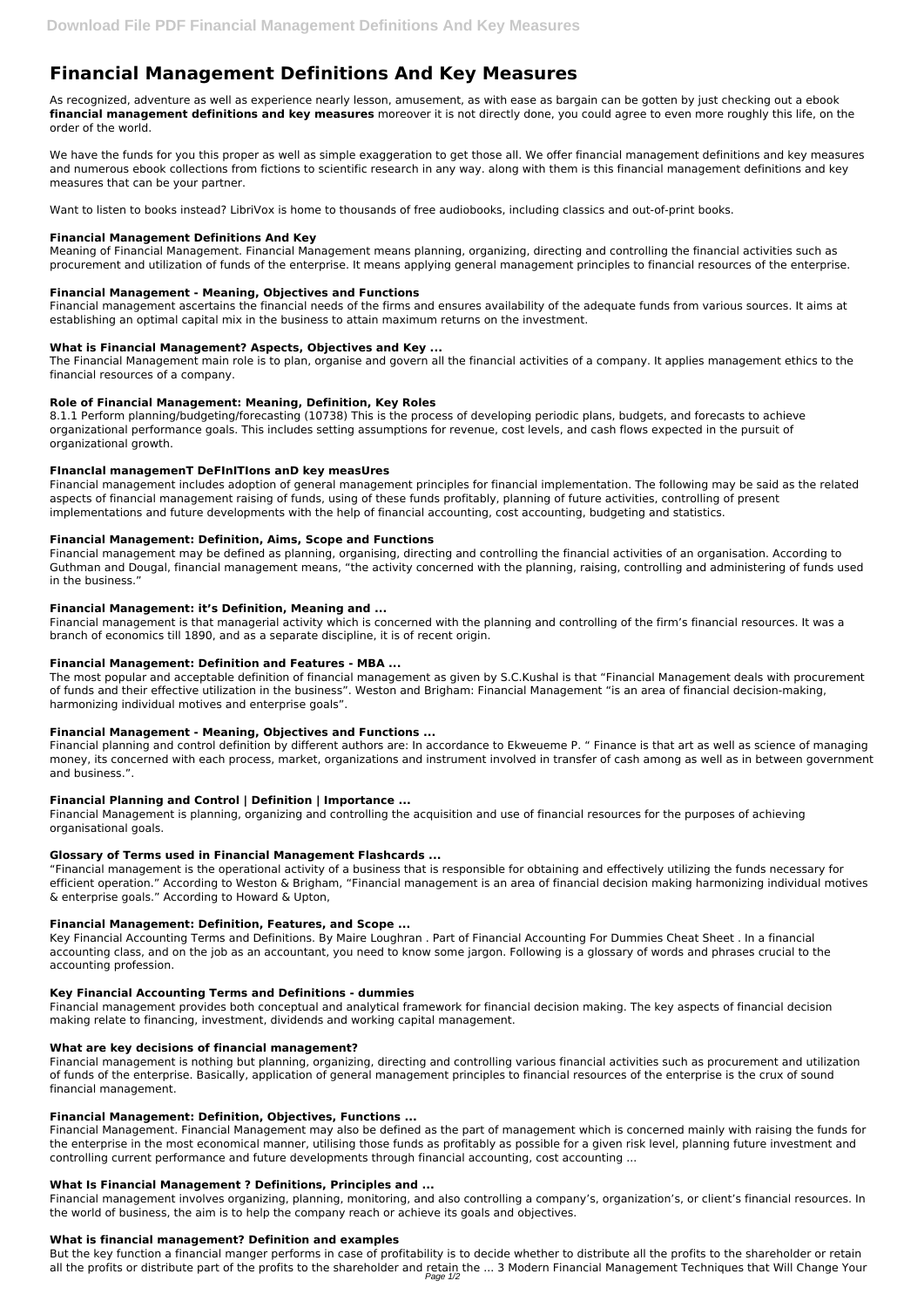# Financial Management Definitions And Key Measures

As recognized, adventure as well as experience nearly lesson, amusement, as with ease as bargain can be gotten by just checking out a ebook **financial management definitions and key measures** moreover it is not directly done, you could agree to even more roughly this life, on the order of the world.

We have the funds for you this proper as well as simple exaggeration to get those all. We offer financial management definitions and key measures and numerous ebook collections from fictions to scientific research in any way. along with them is this financial management definitions and key measures that can be your partner.

Want to listen to books instead? LibriVox is home to thousands of free audiobooks, including classics and out-of-print books.

### Financial Management Definitions And Key

Meaning of Financial Management. Financial Management means planning, organizing, directing and controlling the financial activities such as procurement and utilization of funds of the enterprise. It means applying general management principles to financial resources of the enterprise.

### Financial Management - Meaning, Objectives and Functions

Financial management ascertains the financial needs of the firms and ensures availability of the adequate funds from various sources. It aims at establishing an optimal capital mix in the business to attain maximum returns on the investment.

### What is Financial Management? Aspects, Objectives and Key ...

The Financial Management main role is to plan, organise and govern all the financial activities of a company. It applies management ethics to the financial resources of a company.

### Role of Financial Management: Meaning, Definition, Key Roles

8.1.1 Perform planning/budgeting/forecasting (10738) This is the process of developing periodic plans, budgets, and forecasts to achieve organizational performance goals. This includes setting assumptions for revenue, cost levels, and cash flows expected in the pursuit of organizational growth.

### FInancIal managemenT DeFInITIons anD key measUres

Financial management includes adoption of general management principles for financial implementation. The following may be said as the related aspects of financial management raising of funds, using of these funds profitably, planning of future activities, controlling of present implementations and future developments with the help of financial accounting, cost accounting, budgeting and statistics.

### Financial Management: Definition, Aims, Scope and Functions

Financial management may be defined as planning, organising, directing and controlling the financial activities of an organisation. According to Guthman and Dougal, financial management means, "the activity concerned with the planning, raising, controlling and administering of funds used in the business."

### Financial Management: it's Definition, Meaning and ...

Financial management is that managerial activity which is concerned with the planning and controlling of the firm's financial resources. It was a branch of economics till 1890, and as a separate discipline, it is of recent origin.

### Financial Management: Definition and Features - MBA ...

The most popular and acceptable definition of financial management as given by S.C.Kushal is that "Financial Management deals with procurement of funds and their effective utilization in the business". Weston and Brigham: Financial Management "is an area of financial decision-making, harmonizing individual motives and enterprise goals".

### Financial Management - Meaning, Objectives and Functions ...

Financial planning and control definition by different authors are: In accordance to Ekweueme P. " Finance is that art as well as science of managing money, its concerned with each process, market, organizations and instrument involved in transfer of cash among as well as in between government and business.".

### Financial Planning and Control | Definition | Importance ...

Financial Management is planning, organizing and controlling the acquisition and use of financial resources for the purposes of achieving organisational goals.

### Glossary of Terms used in Financial Management Flashcards ...

"Financial management is the operational activity of a business that is responsible for obtaining and effectively utilizing the funds necessary for efficient operation." According to Weston & Brigham, "Financial management is an area of financial decision making harmonizing individual motives & enterprise goals." According to Howard & Upton,

### Financial Management: Definition, Features, and Scope ...

Key Financial Accounting Terms and Definitions. By Maire Loughran . Part of Financial Accounting For Dummies Cheat Sheet . In a financial accounting class, and on the job as an accountant, you need to know some jargon. Following is a glossary of words and phrases crucial to the accounting profession.

### Key Financial Accounting Terms and Definitions - dummies

Financial management provides both conceptual and analytical framework for financial decision making. The key aspects of financial decision making relate to financing, investment, dividends and working capital management.

### What are key decisions of financial management?

Financial management is nothing but planning, organizing, directing and controlling various financial activities such as procurement and utilization of funds of the enterprise. Basically, application of general management principles to financial resources of the enterprise is the crux of sound financial management.

### Financial Management: Definition, Objectives, Functions ...

Financial Management. Financial Management may also be defined as the part of management which is concerned mainly with raising the funds for the enterprise in the most economical manner, utilising those funds as profitably as possible for a given risk level, planning future investment and controlling current performance and future developments through financial accounting, cost accounting ...

### What Is Financial Management ? Definitions, Principles and ...

Financial management involves organizing, planning, monitoring, and also controlling a company's, organization's, or client's financial resources. In the world of business, the aim is to help the company reach or achieve its goals and objectives.

### What is financial management? Definition and examples

But the key function a financial manger performs in case of profitability is to decide whether to distribute all the profits to the shareholder or retain all the profits or distribute part of the profits to the shareholder and retain the ... 3 Modern Financial Management Techniques that Will Change Your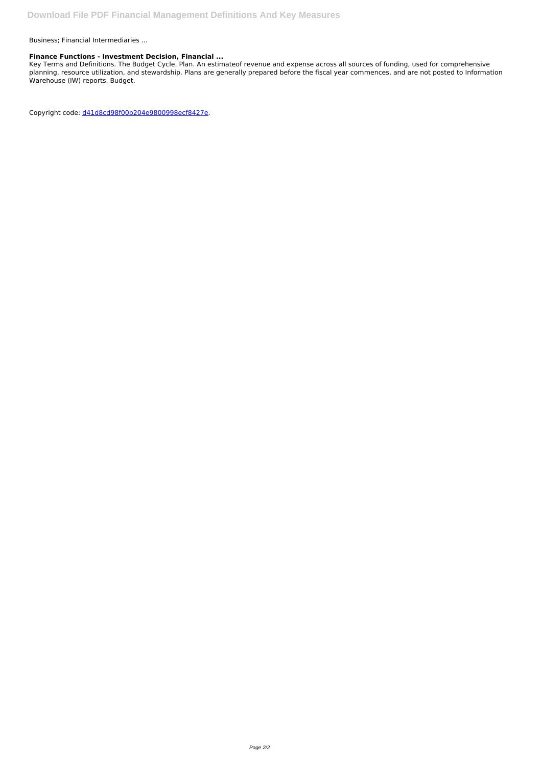Business; Financial Intermediaries ...

**Finance Functions - Investment Decision, Financial ...**

Key Terms and Definitions. The Budget Cycle. Plan. An estimateof revenue and expense across all sources of funding, used for comprehensive planning, resource utilization, and stewardship. Plans are generally prepared before the fiscal year commences, and are not posted to Information Warehouse (IW) reports. Budget.

Copyright code: d41d8cd98f00b204e9800998ecf8427e.